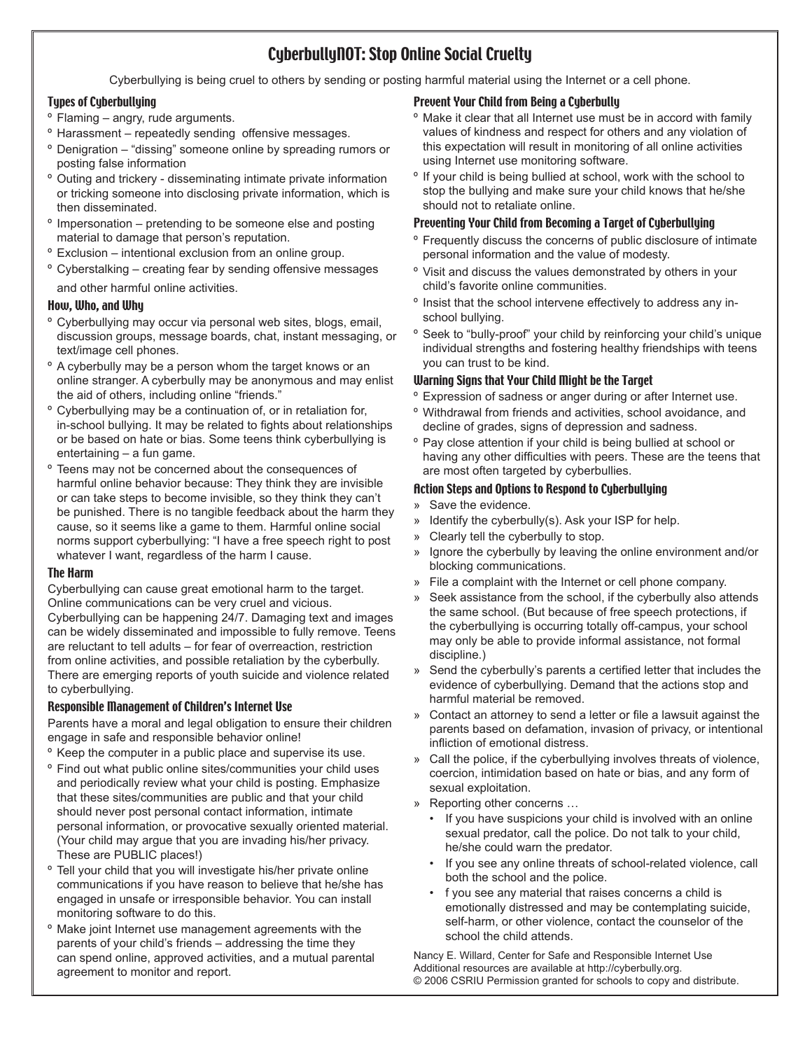# CyberbullyNOT: Stop Online Social Cruelty

Cyberbullying is being cruel to others by sending or posting harmful material using the Internet or a cell phone.

## Types of Cyberbullying

- Flaming – angry, rude arguments.
- Harassment – repeatedly sending offensive messages.
- Denigration – "dissing" someone online by spreading rumors or posting false information
- Outing and trickery - disseminating intimate private information or tricking someone into disclosing private information, which is then disseminated.
- Impersonation – pretending to be someone else and posting material to damage that person's reputation.
- Exclusion – intentional exclusion from an online group.
- Cyberstalking – creating fear by sending offensive messages and other harmful online activities.

## How, Who, and Why

- Cyberbullying may occur via personal web sites, blogs, email, discussion groups, message boards, chat, instant messaging, or text/image cell phones.
- A cyberbully may be a person whom the target knows or an online stranger. A cyberbully may be anonymous and may enlist the aid of others, including online "friends."
- Cyberbullying may be a continuation of, or in retaliation for, in-school bullying. It may be related to fights about relationships or be based on hate or bias. Some teens think cyberbullying is entertaining – a fun game.
- Teens may not be concerned about the consequences of harmful online behavior because: They think they are invisible or can take steps to become invisible, so they think they can't be punished. There is no tangible feedback about the harm they cause, so it seems like a game to them. Harmful online social norms support cyberbullying: "I have a free speech right to post whatever I want, regardless of the harm I cause.

## The Harm

Cyberbullying can cause great emotional harm to the target. Online communications can be very cruel and vicious. Cyberbullying can be happening 24/7. Damaging text and images can be widely disseminated and impossible to fully remove. Teens are reluctant to tell adults – for fear of overreaction, restriction from online activities, and possible retaliation by the cyberbully. There are emerging reports of youth suicide and violence related to cyberbullying.

## Responsible Management of Children's Internet Use

Parents have a moral and legal obligation to ensure their children engage in safe and responsible behavior online!

- Keep the computer in a public place and supervise its use.
- Find out what public online sites/communities your child uses and periodically review what your child is posting. Emphasize that these sites/communities are public and that your child should never post personal contact information, intimate personal information, or provocative sexually oriented material. (Your child may argue that you are invading his/her privacy. These are PUBLIC places!)
- Tell your child that you will investigate his/her private online communications if you have reason to believe that he/she has engaged in unsafe or irresponsible behavior. You can install monitoring software to do this.
- Make joint Internet use management agreements with the parents of your child's friends – addressing the time they can spend online, approved activities, and a mutual parental agreement to monitor and report.

## Prevent Your Child from Being a Cyberbully

- Make it clear that all Internet use must be in accord with family values of kindness and respect for others and any violation of this expectation will result in monitoring of all online activities using Internet use monitoring software.
- If your child is being bullied at school, work with the school to stop the bullying and make sure your child knows that he/she should not to retaliate online.

## Preventing Your Child from Becoming a Target of Cyberbullying

- Frequently discuss the concerns of public disclosure of intimate personal information and the value of modesty.
- Visit and discuss the values demonstrated by others in your child's favorite online communities.
- Insist that the school intervene effectively to address any in-school bullying.
- Seek to "bully-proof" your child by reinforcing your child's unique individual strengths and fostering healthy friendships with teens you can trust to be kind.

## Warning Signs that Your Child Might be the Target

- Expression of sadness or anger during or after Internet use.
- Withdrawal from friends and activities, school avoidance, and decline of grades, signs of depression and sadness.
- Pay close attention if your child is being bullied at school or having any other difficulties with peers. These are the teens that are most often targeted by cyberbullies.

## Action Steps and Options to Respond to Cyberbullying

- Save the evidence.
- Identify the cyberbully(s). Ask your ISP for help.
- Clearly tell the cyberbully to stop.
- Ignore the cyberbully by leaving the online environment and/or blocking communications.
- File a complaint with the Internet or cell phone company.
- Seek assistance from the school, if the cyberbully also attends the same school. (But because of free speech protections, if the cyberbullying is occurring totally off-campus, your school may only be able to provide informal assistance, not formal discipline.)
- Send the cyberbully's parents a certified letter that includes the evidence of cyberbullying. Demand that the actions stop and harmful material be removed.
- Contact an attorney to send a letter or file a lawsuit against the parents based on defamation, invasion of privacy, or intentional infliction of emotional distress.
- Call the police, if the cyberbullying involves threats of violence, coercion, intimidation based on hate or bias, and any form of sexual exploitation.
- Reporting other concerns …
  - If you have suspicions your child is involved with an online sexual predator, call the police. Do not talk to your child, he/she could warn the predator.
  - If you see any online threats of school-related violence, call both the school and the police.
  - f you see any material that raises concerns a child is emotionally distressed and may be contemplating suicide, self-harm, or other violence, contact the counselor of the school the child attends.

Nancy E. Willard, Center for Safe and Responsible Internet Use
Additional resources are available at http://cyberbully.org.
© 2006 CSRIU Permission granted for schools to copy and distribute.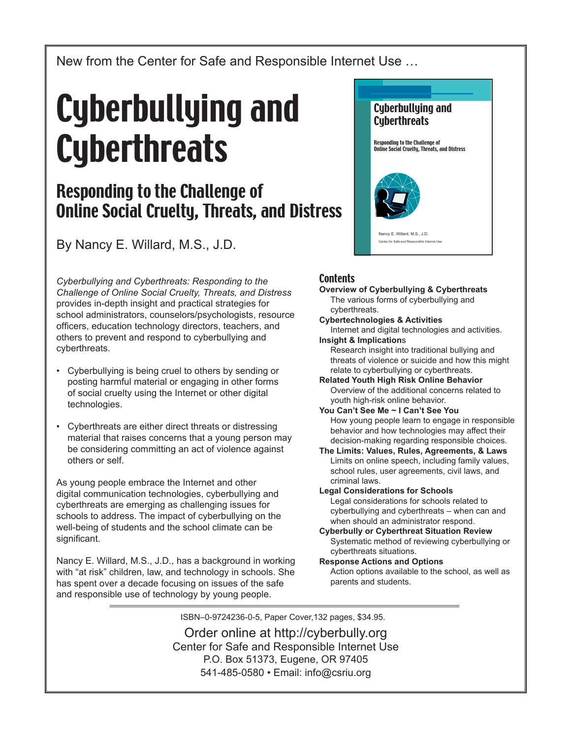New from the Center for Safe and Responsible Internet Use …

# Cyberbullying and Cyberthreats

## Responding to the Challenge of Online Social Cruelty, Threats, and Distress

By Nancy E. Willard, M.S., J.D.

*Cyberbullying and Cyberthreats: Responding to the Challenge of Online Social Cruelty, Threats, and Distress* provides in-depth insight and practical strategies for school administrators, counselors/psychologists, resource officers, education technology directors, teachers, and others to prevent and respond to cyberbullying and cyberthreats.

- Cyberbullying is being cruel to others by sending or posting harmful material or engaging in other forms of social cruelty using the Internet or other digital technologies.
- Cyberthreats are either direct threats or distressing material that raises concerns that a young person may be considering committing an act of violence against others or self.

As young people embrace the Internet and other digital communication technologies, cyberbullying and cyberthreats are emerging as challenging issues for schools to address. The impact of cyberbullying on the well-being of students and the school climate can be significant.

Nancy E. Willard, M.S., J.D., has a background in working with "at risk" children, law, and technology in schools. She has spent over a decade focusing on issues of the safe and responsible use of technology by young people.

### Contents

**Overview of Cyberbullying & Cyberthreats**
The various forms of cyberbullying and cyberthreats.

**Cybertechnologies & Activities**
Internet and digital technologies and activities.

**Insight & Implications**
Research insight into traditional bullying and threats of violence or suicide and how this might relate to cyberbullying or cyberthreats.

**Related Youth High Risk Online Behavior**
Overview of the additional concerns related to youth high-risk online behavior.

**You Can't See Me ~ I Can't See You**
How young people learn to engage in responsible behavior and how technologies may affect their decision-making regarding responsible choices.

**The Limits: Values, Rules, Agreements, & Laws**
Limits on online speech, including family values, school rules, user agreements, civil laws, and criminal laws.

**Legal Considerations for Schools**
Legal considerations for schools related to cyberbullying and cyberthreats – when can and when should an administrator respond.

**Cyberbully or Cyberthreat Situation Review**
Systematic method of reviewing cyberbullying or cyberthreats situations.

**Response Actions and Options**
Action options available to the school, as well as parents and students.

---

ISBN–0-9724236-0-5, Paper Cover,132 pages, $34.95.

Order online at http://cyberbully.org
Center for Safe and Responsible Internet Use
P.O. Box 51373, Eugene, OR 97405
541-485-0580 • Email: info@csriu.org